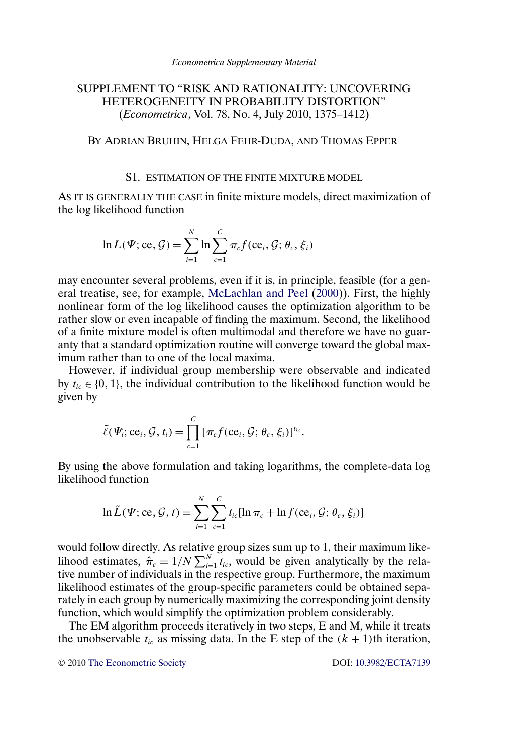*Econometrica Supplementary Material*

# SUPPLEMENT TO "RISK AND RATIONALITY: UNCOVERING HETEROGENEITY IN PROBABILITY DISTORTION"

(*Econometrica*, Vol. 78, No. 4, July 2010, 1375–1412)

BY ADRIAN BRUHIN, HELGA FEHR-DUDA, AND THOMAS EPPER

## S1. ESTIMATION OF THE FINITE MIXTURE MODEL

AS IT IS GENERALLY THE CASE in finite mixture models, direct maximization of the log likelihood function

$$\ln L(\Psi; \mathrm{ce}, \mathcal{G}) = \sum_{i=1}^{N} \ln \sum_{c=1}^{C} \pi_c f(\mathrm{ce}_i, \mathcal{G}; \theta_c, \xi_i)$$

may encounter several problems, even if it is, in principle, feasible (for a general treatise, see, for example, McLachlan and Peel (2000)). First, the highly nonlinear form of the log likelihood causes the optimization algorithm to be rather slow or even incapable of finding the maximum. Second, the likelihood of a finite mixture model is often multimodal and therefore we have no guaranty that a standard optimization routine will converge toward the global maximum rather than to one of the local maxima.

However, if individual group membership were observable and indicated by $t_{ic} \in \{0, 1\}$, the individual contribution to the likelihood function would be given by

$$\tilde{\ell}(\Psi_i; \mathrm{ce}_i, \mathcal{G}, t_i) = \prod_{c=1}^{C} [\pi_c f(\mathrm{ce}_i, \mathcal{G}; \theta_c, \xi_i)]^{t_{ic}}.$$

By using the above formulation and taking logarithms, the complete-data log likelihood function

$$\ln \tilde{L}(\Psi; \mathrm{ce}, \mathcal{G}, t) = \sum_{i=1}^{N} \sum_{c=1}^{C} t_{ic} [\ln \pi_c + \ln f(\mathrm{ce}_i, \mathcal{G}; \theta_c, \xi_i)]$$

would follow directly. As relative group sizes sum up to 1, their maximum likelihood estimates, $\hat{\pi}_c = 1/N \sum_{i=1}^{N} t_{ic}$, would be given analytically by the relative number of individuals in the respective group. Furthermore, the maximum likelihood estimates of the group-specific parameters could be obtained separately in each group by numerically maximizing the corresponding joint density function, which would simplify the optimization problem considerably.

The EM algorithm proceeds iteratively in two steps, E and M, while it treats the unobservable $t_{ic}$ as missing data. In the E step of the $(k + 1)$th iteration,

© 2010 The Econometric Society DOI: 10.3982/ECTA7139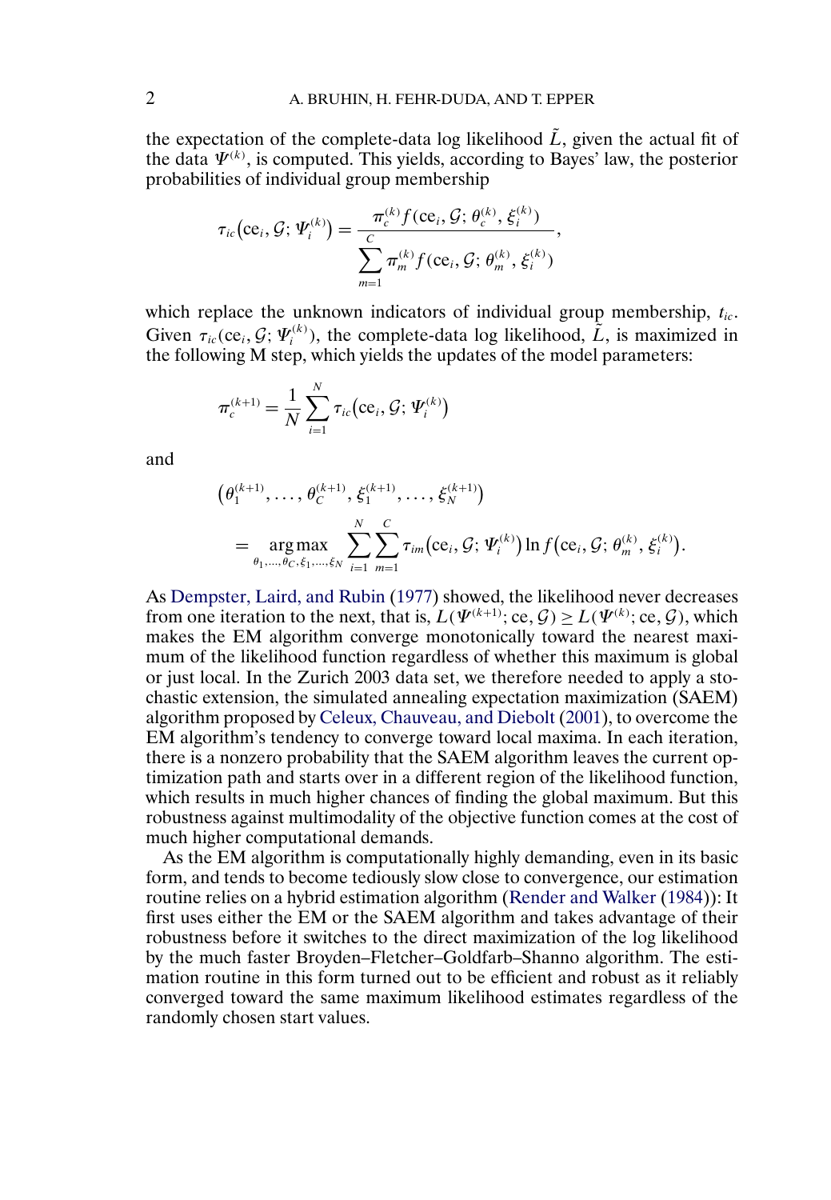the expectation of the complete-data log likelihood $\tilde{L}$, given the actual fit of the data $\Psi^{(k)}$, is computed. This yields, according to Bayes' law, the posterior probabilities of individual group membership

$$\tau_{ic}(\text{ce}_i, \mathcal{G}; \Psi_i^{(k)}) = \frac{\pi_c^{(k)} f(\text{ce}_i, \mathcal{G}; \theta_c^{(k)}, \xi_i^{(k)})}{\sum_{m=1}^{C} \pi_m^{(k)} f(\text{ce}_i, \mathcal{G}; \theta_m^{(k)}, \xi_i^{(k)})},$$

which replace the unknown indicators of individual group membership, $t_{ic}$. Given $\tau_{ic}(\text{ce}_i, \mathcal{G}; \Psi_i^{(k)})$, the complete-data log likelihood, $\tilde{L}$, is maximized in the following M step, which yields the updates of the model parameters:

$$\pi_c^{(k+1)} = \frac{1}{N} \sum_{i=1}^{N} \tau_{ic}(\text{ce}_i, \mathcal{G}; \Psi_i^{(k)})$$

and

$$\begin{aligned}
&(\theta_1^{(k+1)}, \ldots, \theta_C^{(k+1)}, \xi_1^{(k+1)}, \ldots, \xi_N^{(k+1)}) \\
&\quad = \underset{\theta_1, \ldots, \theta_C, \xi_1, \ldots, \xi_N}{\arg\max} \sum_{i=1}^{N} \sum_{m=1}^{C} \tau_{im}(\text{ce}_i, \mathcal{G}; \Psi_i^{(k)}) \ln f(\text{ce}_i, \mathcal{G}; \theta_m^{(k)}, \xi_i^{(k)}).
\end{aligned}$$

As Dempster, Laird, and Rubin (1977) showed, the likelihood never decreases from one iteration to the next, that is, $L(\Psi^{(k+1)}; \text{ce}, \mathcal{G}) \geq L(\Psi^{(k)}; \text{ce}, \mathcal{G})$, which makes the EM algorithm converge monotonically toward the nearest maximum of the likelihood function regardless of whether this maximum is global or just local. In the Zurich 2003 data set, we therefore needed to apply a stochastic extension, the simulated annealing expectation maximization (SAEM) algorithm proposed by Celeux, Chauveau, and Diebolt (2001), to overcome the EM algorithm's tendency to converge toward local maxima. In each iteration, there is a nonzero probability that the SAEM algorithm leaves the current optimization path and starts over in a different region of the likelihood function, which results in much higher chances of finding the global maximum. But this robustness against multimodality of the objective function comes at the cost of much higher computational demands.

As the EM algorithm is computationally highly demanding, even in its basic form, and tends to become tediously slow close to convergence, our estimation routine relies on a hybrid estimation algorithm (Render and Walker (1984)): It first uses either the EM or the SAEM algorithm and takes advantage of their robustness before it switches to the direct maximization of the log likelihood by the much faster Broyden–Fletcher–Goldfarb–Shanno algorithm. The estimation routine in this form turned out to be efficient and robust as it reliably converged toward the same maximum likelihood estimates regardless of the randomly chosen start values.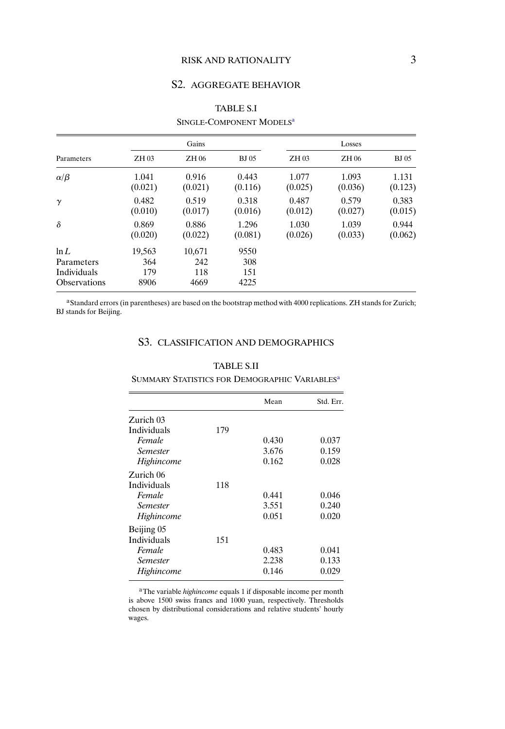## S2. AGGREGATE BEHAVIOR

TABLE S.I

SINGLE-COMPONENT MODELS[a]

| Parameters | Gains | | | Losses | | |
|---|---|---|---|---|---|---|
| | ZH 03 | ZH 06 | BJ 05 | ZH 03 | ZH 06 | BJ 05 |
| $\alpha/\beta$ | 1.041 | 0.916 | 0.443 | 1.077 | 1.093 | 1.131 |
| | (0.021) | (0.021) | (0.116) | (0.025) | (0.036) | (0.123) |
| $\gamma$ | 0.482 | 0.519 | 0.318 | 0.487 | 0.579 | 0.383 |
| | (0.010) | (0.017) | (0.016) | (0.012) | (0.027) | (0.015) |
| $\delta$ | 0.869 | 0.886 | 1.296 | 1.030 | 1.039 | 0.944 |
| | (0.020) | (0.022) | (0.081) | (0.026) | (0.033) | (0.062) |
| $\ln L$ | 19,563 | 10,671 | 9550 | | | |
| Parameters | 364 | 242 | 308 | | | |
| Individuals | 179 | 118 | 151 | | | |
| Observations | 8906 | 4669 | 4225 | | | |

[a]Standard errors (in parentheses) are based on the bootstrap method with 4000 replications. ZH stands for Zurich; BJ stands for Beijing.

## S3. CLASSIFICATION AND DEMOGRAPHICS

TABLE S.II

SUMMARY STATISTICS FOR DEMOGRAPHIC VARIABLES[a]

| | | Mean | Std. Err. |
|---|---|---|---|
| Zurich 03 | | | |
| Individuals | 179 | | |
| *Female* | | 0.430 | 0.037 |
| *Semester* | | 3.676 | 0.159 |
| *Highincome* | | 0.162 | 0.028 |
| Zurich 06 | | | |
| Individuals | 118 | | |
| *Female* | | 0.441 | 0.046 |
| *Semester* | | 3.551 | 0.240 |
| *Highincome* | | 0.051 | 0.020 |
| Beijing 05 | | | |
| Individuals | 151 | | |
| *Female* | | 0.483 | 0.041 |
| *Semester* | | 2.238 | 0.133 |
| *Highincome* | | 0.146 | 0.029 |

[a]The variable *highincome* equals 1 if disposable income per month is above 1500 swiss francs and 1000 yuan, respectively. Thresholds chosen by distributional considerations and relative students' hourly wages.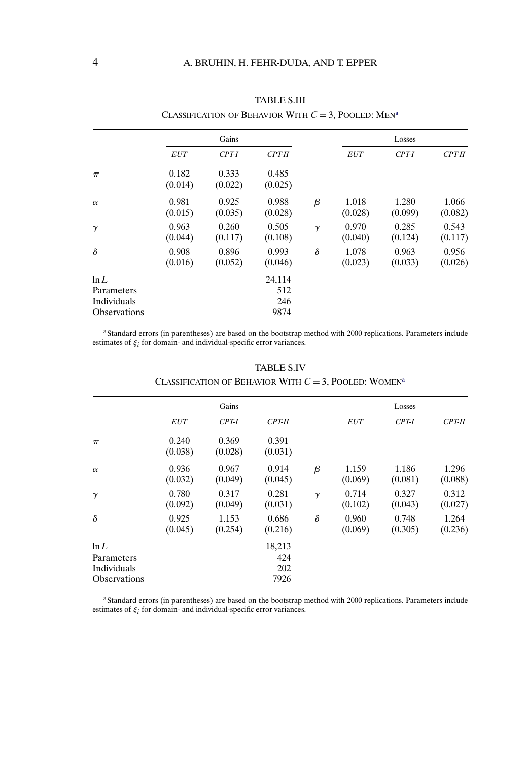TABLE S.III

CLASSIFICATION OF BEHAVIOR WITH $C = 3$, POOLED: MEN[a]

| | Gains | | | | Losses | | |
|---|---|---|---|---|---|---|---|
| | *EUT* | *CPT-I* | *CPT-II* | | *EUT* | *CPT-I* | *CPT-II* |
| $\pi$ | 0.182 (0.014) | 0.333 (0.022) | 0.485 (0.025) | | | | |
| $\alpha$ | 0.981 (0.015) | 0.925 (0.035) | 0.988 (0.028) | $\beta$ | 1.018 (0.028) | 1.280 (0.099) | 1.066 (0.082) |
| $\gamma$ | 0.963 (0.044) | 0.260 (0.117) | 0.505 (0.108) | $\gamma$ | 0.970 (0.040) | 0.285 (0.124) | 0.543 (0.117) |
| $\delta$ | 0.908 (0.016) | 0.896 (0.052) | 0.993 (0.046) | $\delta$ | 1.078 (0.023) | 0.963 (0.033) | 0.956 (0.026) |
| $\ln L$ | | | 24,114 | | | | |
| Parameters | | | 512 | | | | |
| Individuals | | | 246 | | | | |
| Observations | | | 9874 | | | | |

[a]Standard errors (in parentheses) are based on the bootstrap method with 2000 replications. Parameters include estimates of $\xi_i$ for domain- and individual-specific error variances.

TABLE S.IV

CLASSIFICATION OF BEHAVIOR WITH $C = 3$, POOLED: WOMEN[a]

| | Gains | | | | Losses | | |
|---|---|---|---|---|---|---|---|
| | *EUT* | *CPT-I* | *CPT-II* | | *EUT* | *CPT-I* | *CPT-II* |
| $\pi$ | 0.240 (0.038) | 0.369 (0.028) | 0.391 (0.031) | | | | |
| $\alpha$ | 0.936 (0.032) | 0.967 (0.049) | 0.914 (0.045) | $\beta$ | 1.159 (0.069) | 1.186 (0.081) | 1.296 (0.088) |
| $\gamma$ | 0.780 (0.092) | 0.317 (0.049) | 0.281 (0.031) | $\gamma$ | 0.714 (0.102) | 0.327 (0.043) | 0.312 (0.027) |
| $\delta$ | 0.925 (0.045) | 1.153 (0.254) | 0.686 (0.216) | $\delta$ | 0.960 (0.069) | 0.748 (0.305) | 1.264 (0.236) |
| $\ln L$ | | | 18,213 | | | | |
| Parameters | | | 424 | | | | |
| Individuals | | | 202 | | | | |
| Observations | | | 7926 | | | | |

[a]Standard errors (in parentheses) are based on the bootstrap method with 2000 replications. Parameters include estimates of $\xi_i$ for domain- and individual-specific error variances.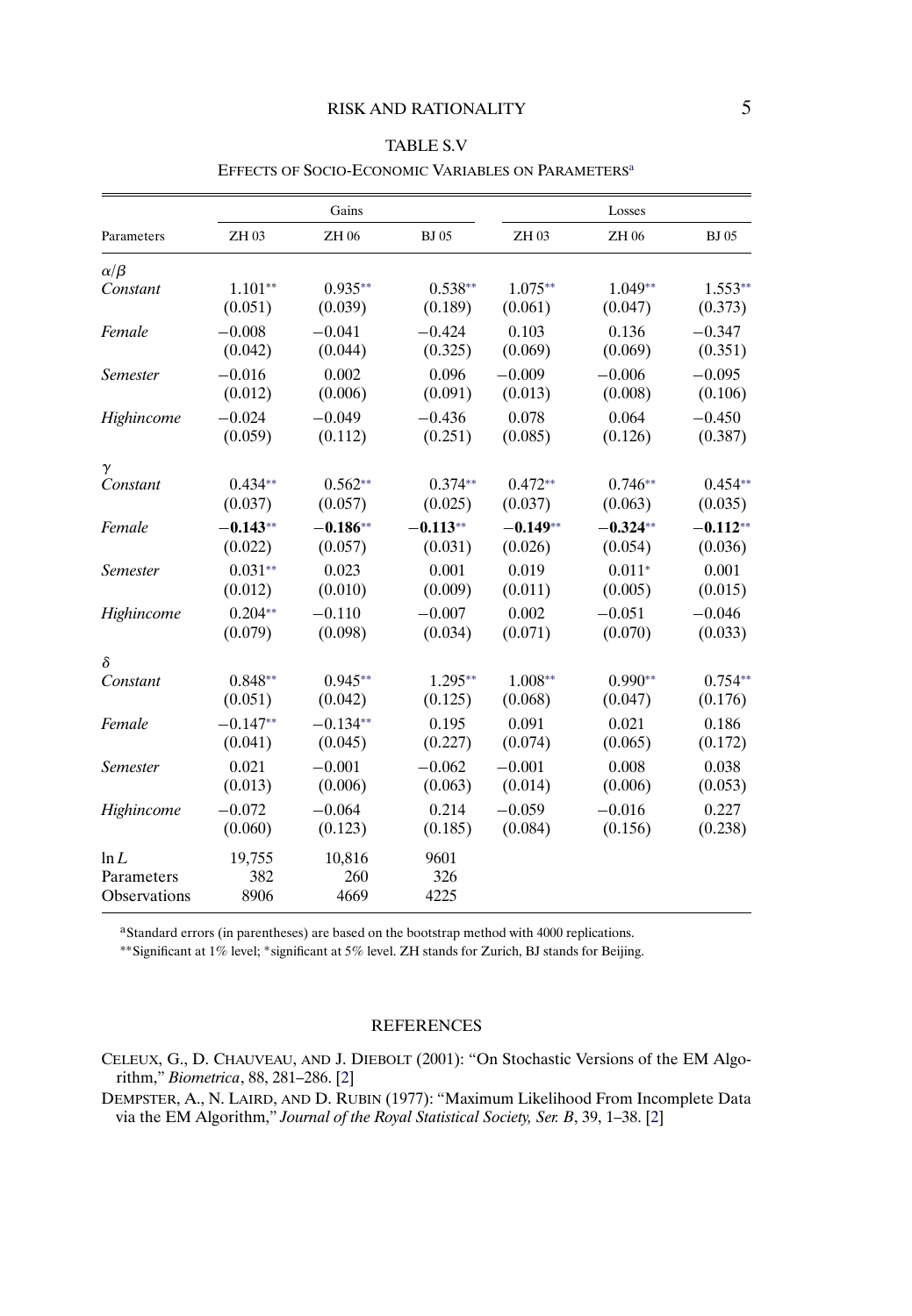TABLE S.V

EFFECTS OF SOCIO-ECONOMIC VARIABLES ON PARAMETERS[a]

| | Gains | | | Losses | | |
|---|---|---|---|---|---|---|
| Parameters | ZH 03 | ZH 06 | BJ 05 | ZH 03 | ZH 06 | BJ 05 |
| $\alpha/\beta$ | | | | | | |
| *Constant* | 1.101** | 0.935** | 0.538** | 1.075** | 1.049** | 1.553** |
| | (0.051) | (0.039) | (0.189) | (0.061) | (0.047) | (0.373) |
| *Female* | −0.008 | −0.041 | −0.424 | 0.103 | 0.136 | −0.347 |
| | (0.042) | (0.044) | (0.325) | (0.069) | (0.069) | (0.351) |
| *Semester* | −0.016 | 0.002 | 0.096 | −0.009 | −0.006 | −0.095 |
| | (0.012) | (0.006) | (0.091) | (0.013) | (0.008) | (0.106) |
| *Highincome* | −0.024 | −0.049 | −0.436 | 0.078 | 0.064 | −0.450 |
| | (0.059) | (0.112) | (0.251) | (0.085) | (0.126) | (0.387) |
| $\gamma$ | | | | | | |
| *Constant* | 0.434** | 0.562** | 0.374** | 0.472** | 0.746** | 0.454** |
| | (0.037) | (0.057) | (0.025) | (0.037) | (0.063) | (0.035) |
| *Female* | **−0.143**** | **−0.186**** | **−0.113**** | **−0.149**** | **−0.324**** | **−0.112**** |
| | (0.022) | (0.057) | (0.031) | (0.026) | (0.054) | (0.036) |
| *Semester* | 0.031** | 0.023 | 0.001 | 0.019 | 0.011* | 0.001 |
| | (0.012) | (0.010) | (0.009) | (0.011) | (0.005) | (0.015) |
| *Highincome* | 0.204** | −0.110 | −0.007 | 0.002 | −0.051 | −0.046 |
| | (0.079) | (0.098) | (0.034) | (0.071) | (0.070) | (0.033) |
| $\delta$ | | | | | | |
| *Constant* | 0.848** | 0.945** | 1.295** | 1.008** | 0.990** | 0.754** |
| | (0.051) | (0.042) | (0.125) | (0.068) | (0.047) | (0.176) |
| *Female* | −0.147** | −0.134** | 0.195 | 0.091 | 0.021 | 0.186 |
| | (0.041) | (0.045) | (0.227) | (0.074) | (0.065) | (0.172) |
| *Semester* | 0.021 | −0.001 | −0.062 | −0.001 | 0.008 | 0.038 |
| | (0.013) | (0.006) | (0.063) | (0.014) | (0.006) | (0.053) |
| *Highincome* | −0.072 | −0.064 | 0.214 | −0.059 | −0.016 | 0.227 |
| | (0.060) | (0.123) | (0.185) | (0.084) | (0.156) | (0.238) |
| $\ln L$ | 19,755 | 10,816 | 9601 | | | |
| Parameters | 382 | 260 | 326 | | | |
| Observations | 8906 | 4669 | 4225 | | | |

[a]Standard errors (in parentheses) are based on the bootstrap method with 4000 replications.

**Significant at 1% level; *significant at 5% level. ZH stands for Zurich, BJ stands for Beijing.

## REFERENCES

CELEUX, G., D. CHAUVEAU, AND J. DIEBOLT (2001): "On Stochastic Versions of the EM Algorithm," *Biometrica*, 88, 281–286. [2]

DEMPSTER, A., N. LAIRD, AND D. RUBIN (1977): "Maximum Likelihood From Incomplete Data via the EM Algorithm," *Journal of the Royal Statistical Society, Ser. B*, 39, 1–38. [2]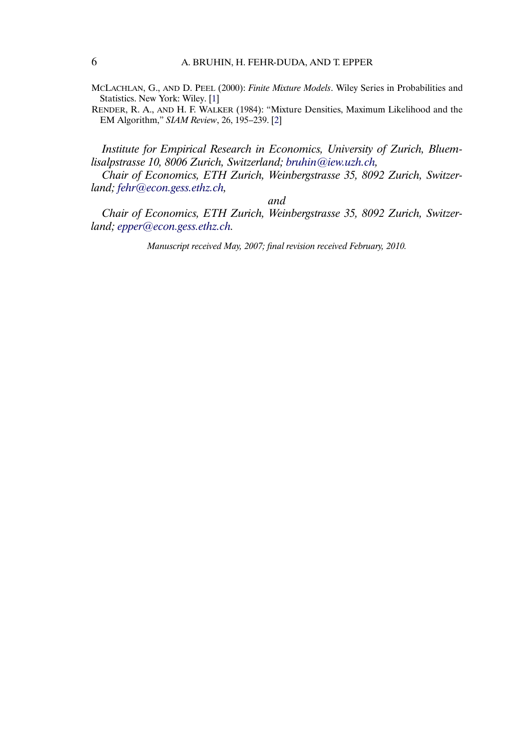MCLACHLAN, G., AND D. PEEL (2000): *Finite Mixture Models*. Wiley Series in Probabilities and Statistics. New York: Wiley. [1]

RENDER, R. A., AND H. F. WALKER (1984): "Mixture Densities, Maximum Likelihood and the EM Algorithm," *SIAM Review*, 26, 195–239. [2]

*Institute for Empirical Research in Economics, University of Zurich, Bluemlisalpstrasse 10, 8006 Zurich, Switzerland; bruhin@iew.uzh.ch,*

*Chair of Economics, ETH Zurich, Weinbergstrasse 35, 8092 Zurich, Switzerland; fehr@econ.gess.ethz.ch,*

*and*

*Chair of Economics, ETH Zurich, Weinbergstrasse 35, 8092 Zurich, Switzerland; epper@econ.gess.ethz.ch.*

*Manuscript received May, 2007; final revision received February, 2010.*